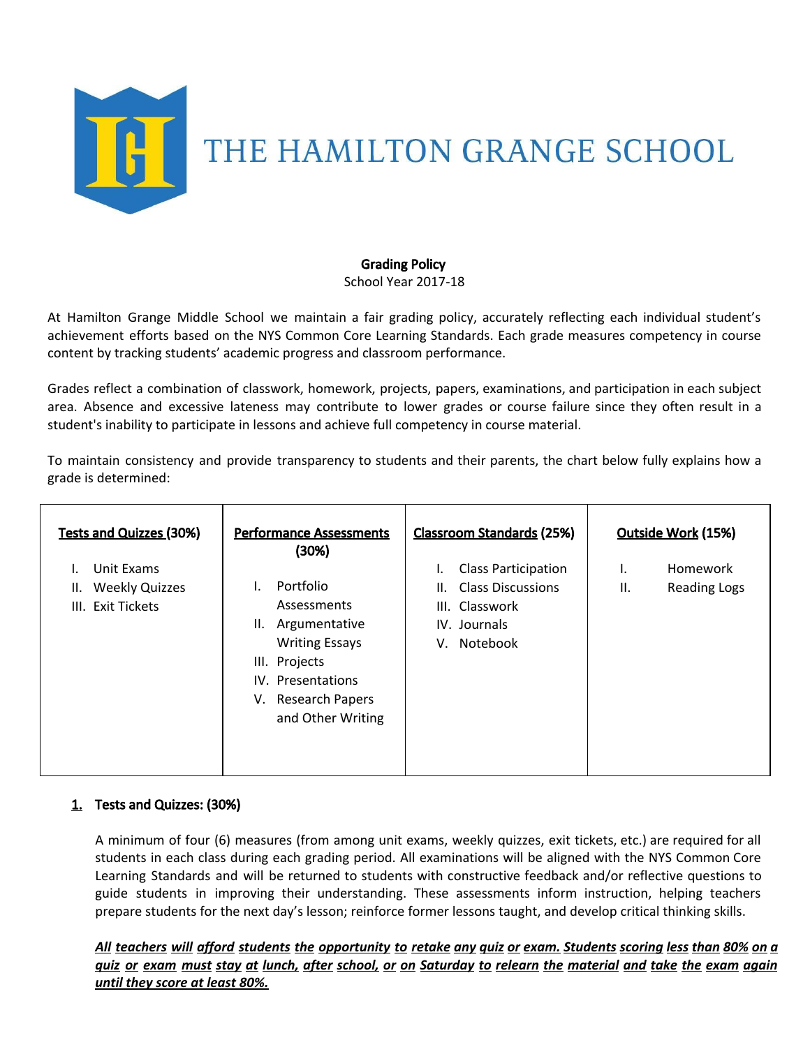# THE HAMILTON GRANGE SCHOOL

**Grading Policy**
School Year 2017-18

At Hamilton Grange Middle School we maintain a fair grading policy, accurately reflecting each individual student's achievement efforts based on the NYS Common Core Learning Standards. Each grade measures competency in course content by tracking students' academic progress and classroom performance.

Grades reflect a combination of classwork, homework, projects, papers, examinations, and participation in each subject area. Absence and excessive lateness may contribute to lower grades or course failure since they often result in a student's inability to participate in lessons and achieve full competency in course material.

To maintain consistency and provide transparency to students and their parents, the chart below fully explains how a grade is determined:

| **Tests and Quizzes (30%)** | **Performance Assessments (30%)** | **Classroom Standards (25%)** | **Outside Work (15%)** |
|---|---|---|---|
| I. Unit Exams<br>II. Weekly Quizzes<br>III. Exit Tickets | I. Portfolio Assessments<br>II. Argumentative Writing Essays<br>III. Projects<br>IV. Presentations<br>V. Research Papers and Other Writing | I. Class Participation<br>II. Class Discussions<br>III. Classwork<br>IV. Journals<br>V. Notebook | I. Homework<br>II. Reading Logs |

## 1. Tests and Quizzes: (30%)

A minimum of four (6) measures (from among unit exams, weekly quizzes, exit tickets, etc.) are required for all students in each class during each grading period. All examinations will be aligned with the NYS Common Core Learning Standards and will be returned to students with constructive feedback and/or reflective questions to guide students in improving their understanding. These assessments inform instruction, helping teachers prepare students for the next day's lesson; reinforce former lessons taught, and develop critical thinking skills.

***All teachers will afford students the opportunity to retake any quiz or exam. Students scoring less than 80% on a quiz or exam must stay at lunch, after school, or on Saturday to relearn the material and take the exam again until they score at least 80%.***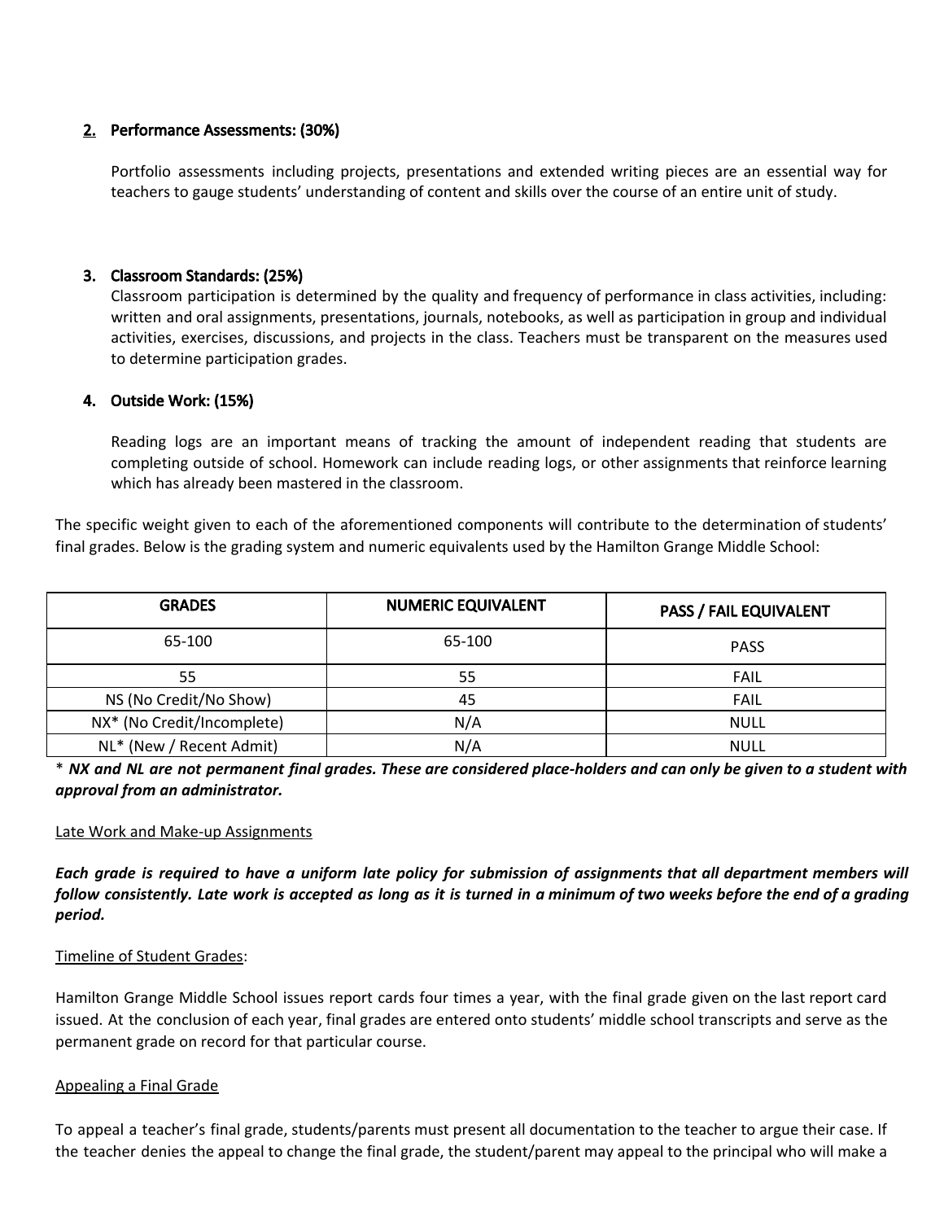### 2. Performance Assessments: (30%)

Portfolio assessments including projects, presentations and extended writing pieces are an essential way for teachers to gauge students' understanding of content and skills over the course of an entire unit of study.

### 3. Classroom Standards: (25%)

Classroom participation is determined by the quality and frequency of performance in class activities, including: written and oral assignments, presentations, journals, notebooks, as well as participation in group and individual activities, exercises, discussions, and projects in the class. Teachers must be transparent on the measures used to determine participation grades.

### 4. Outside Work: (15%)

Reading logs are an important means of tracking the amount of independent reading that students are completing outside of school. Homework can include reading logs, or other assignments that reinforce learning which has already been mastered in the classroom.

The specific weight given to each of the aforementioned components will contribute to the determination of students' final grades. Below is the grading system and numeric equivalents used by the Hamilton Grange Middle School:

| GRADES | NUMERIC EQUIVALENT | PASS / FAIL EQUIVALENT |
|---|---|---|
| 65-100 | 65-100 | PASS |
| 55 | 55 | FAIL |
| NS (No Credit/No Show) | 45 | FAIL |
| NX* (No Credit/Incomplete) | N/A | NULL |
| NL* (New / Recent Admit) | N/A | NULL |

* ***NX and NL are not permanent final grades. These are considered place-holders and can only be given to a student with approval from an administrator.***

Late Work and Make-up Assignments

***Each grade is required to have a uniform late policy for submission of assignments that all department members will follow consistently. Late work is accepted as long as it is turned in a minimum of two weeks before the end of a grading period.***

Timeline of Student Grades:

Hamilton Grange Middle School issues report cards four times a year, with the final grade given on the last report card issued. At the conclusion of each year, final grades are entered onto students' middle school transcripts and serve as the permanent grade on record for that particular course.

Appealing a Final Grade

To appeal a teacher's final grade, students/parents must present all documentation to the teacher to argue their case. If the teacher denies the appeal to change the final grade, the student/parent may appeal to the principal who will make a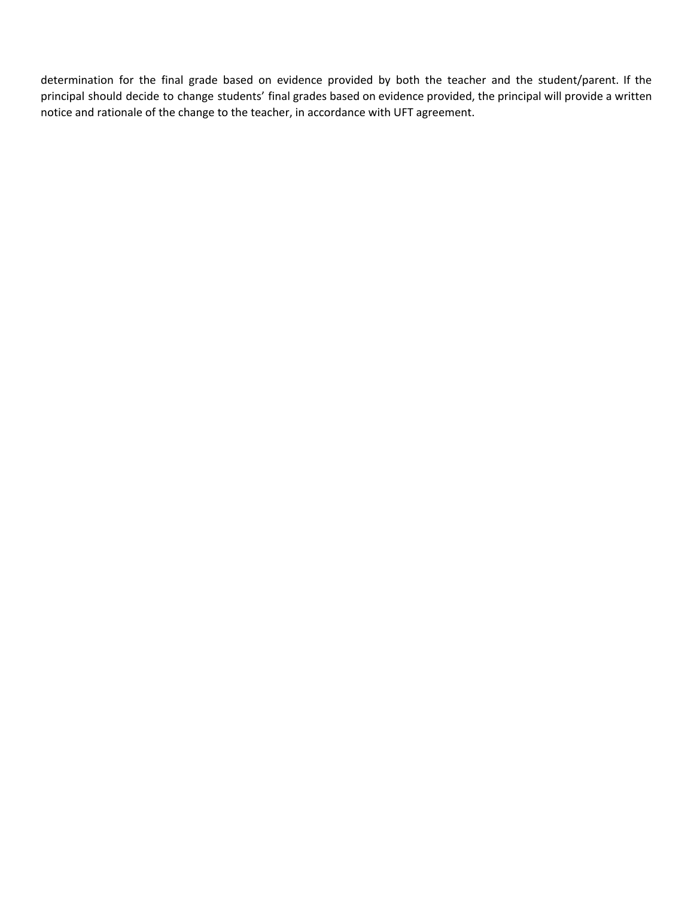determination for the final grade based on evidence provided by both the teacher and the student/parent. If the principal should decide to change students' final grades based on evidence provided, the principal will provide a written notice and rationale of the change to the teacher, in accordance with UFT agreement.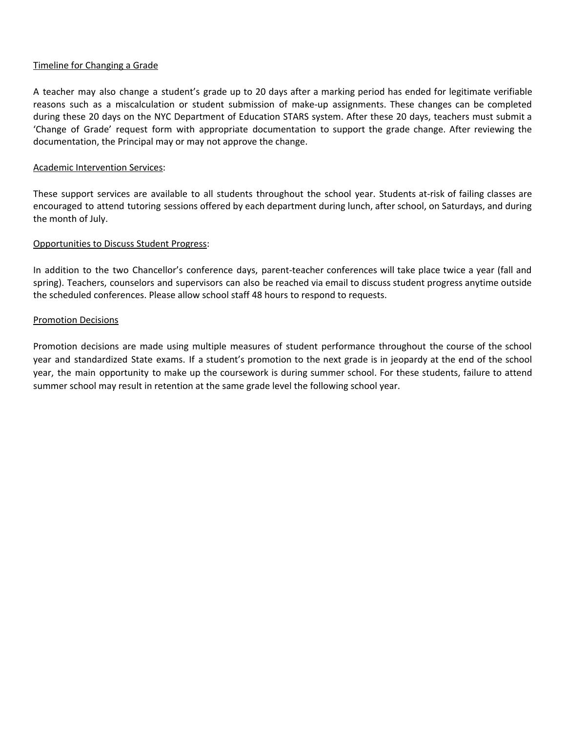Timeline for Changing a Grade

A teacher may also change a student's grade up to 20 days after a marking period has ended for legitimate verifiable reasons such as a miscalculation or student submission of make-up assignments. These changes can be completed during these 20 days on the NYC Department of Education STARS system. After these 20 days, teachers must submit a 'Change of Grade' request form with appropriate documentation to support the grade change. After reviewing the documentation, the Principal may or may not approve the change.

Academic Intervention Services:

These support services are available to all students throughout the school year. Students at-risk of failing classes are encouraged to attend tutoring sessions offered by each department during lunch, after school, on Saturdays, and during the month of July.

Opportunities to Discuss Student Progress:

In addition to the two Chancellor's conference days, parent-teacher conferences will take place twice a year (fall and spring). Teachers, counselors and supervisors can also be reached via email to discuss student progress anytime outside the scheduled conferences. Please allow school staff 48 hours to respond to requests.

Promotion Decisions

Promotion decisions are made using multiple measures of student performance throughout the course of the school year and standardized State exams. If a student's promotion to the next grade is in jeopardy at the end of the school year, the main opportunity to make up the coursework is during summer school. For these students, failure to attend summer school may result in retention at the same grade level the following school year.